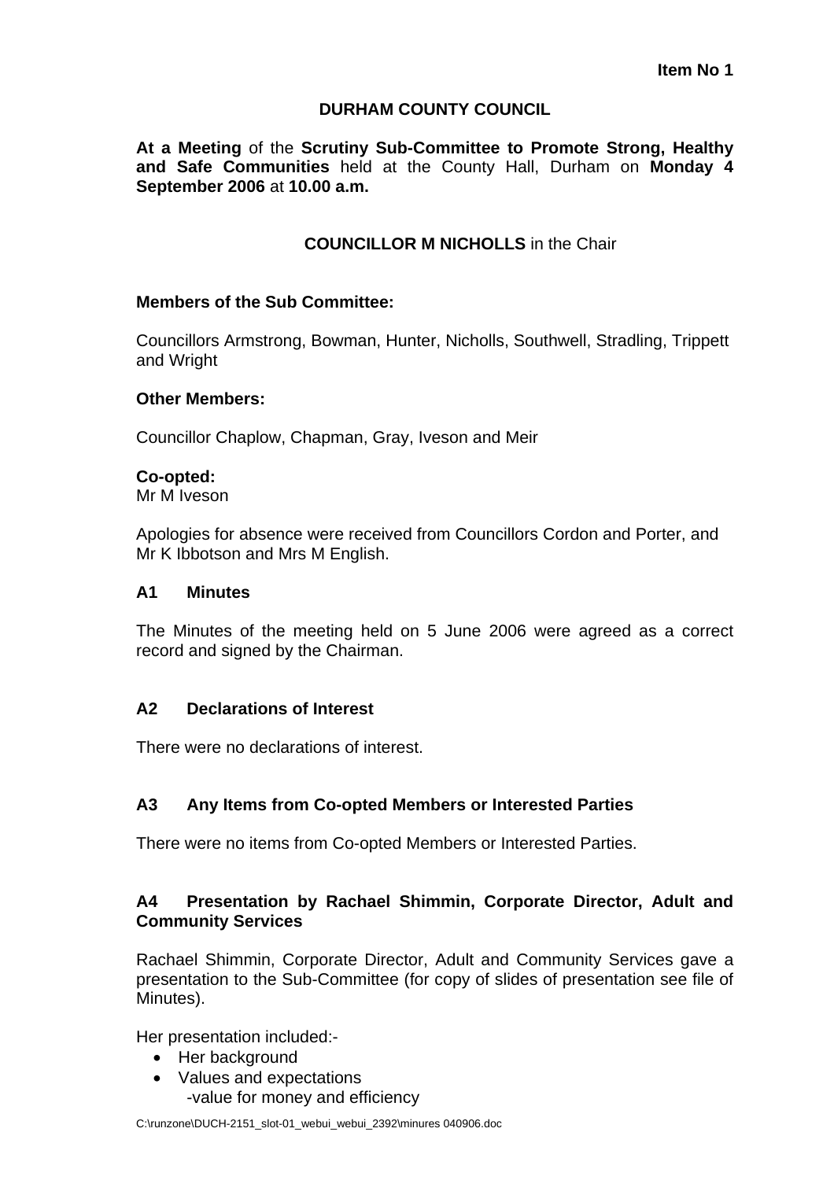**Item No 1**

# DURHAM COUNTY COUNCIL

**At a Meeting** of the **Scrutiny Sub-Committee to Promote Strong, Healthy and Safe Communities** held at the County Hall, Durham on **Monday 4 September 2006** at **10.00 a.m.**

**COUNCILLOR M NICHOLLS** in the Chair

**Members of the Sub Committee:**

Councillors Armstrong, Bowman, Hunter, Nicholls, Southwell, Stradling, Trippett and Wright

**Other Members:**

Councillor Chaplow, Chapman, Gray, Iveson and Meir

**Co-opted:**
Mr M Iveson

Apologies for absence were received from Councillors Cordon and Porter, and Mr K Ibbotson and Mrs M English.

### A1 Minutes

The Minutes of the meeting held on 5 June 2006 were agreed as a correct record and signed by the Chairman.

### A2 Declarations of Interest

There were no declarations of interest.

### A3 Any Items from Co-opted Members or Interested Parties

There were no items from Co-opted Members or Interested Parties.

### A4 Presentation by Rachael Shimmin, Corporate Director, Adult and Community Services

Rachael Shimmin, Corporate Director, Adult and Community Services gave a presentation to the Sub-Committee (for copy of slides of presentation see file of Minutes).

Her presentation included:-

- Her background
- Values and expectations
  - -value for money and efficiency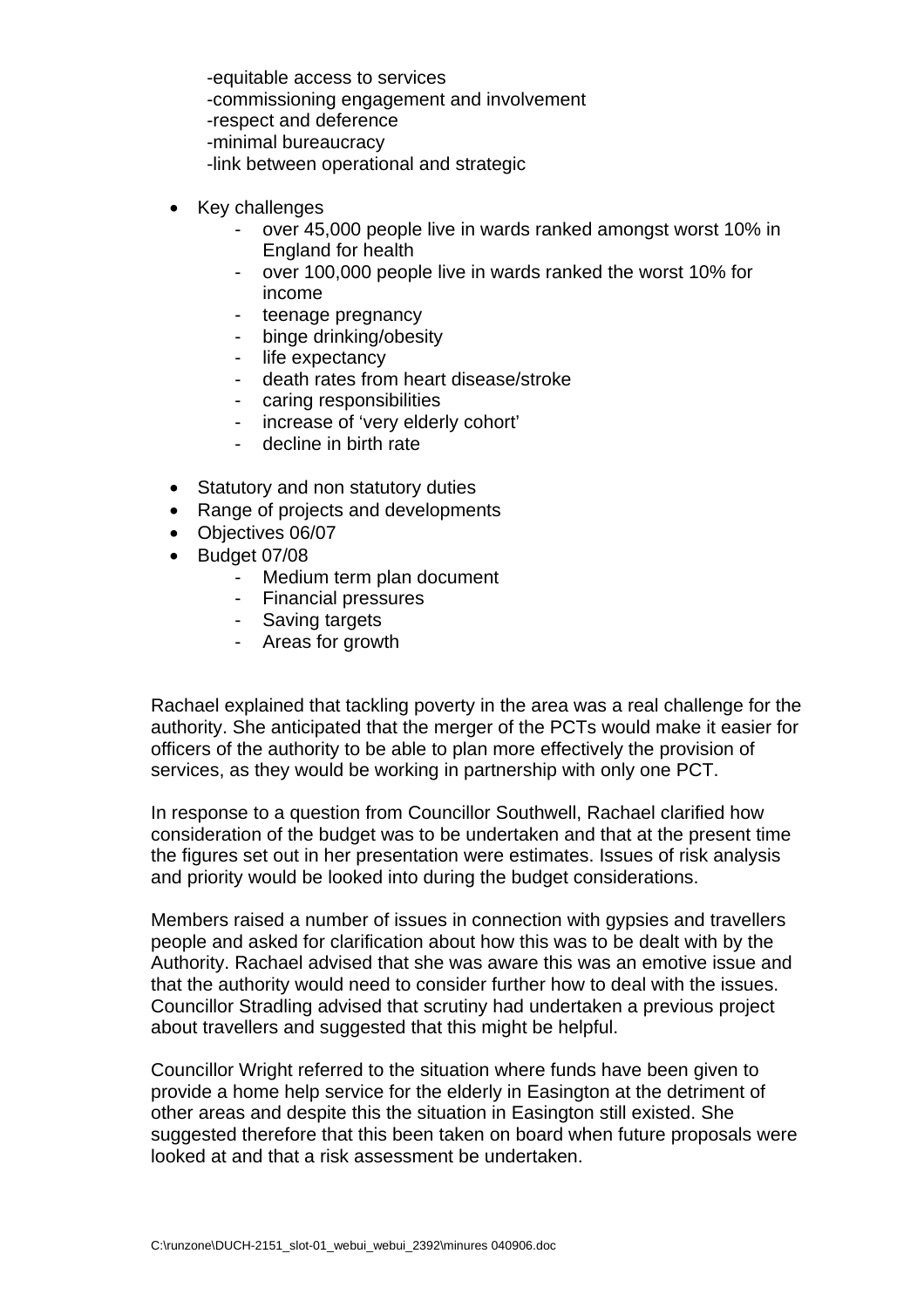-equitable access to services
-commissioning engagement and involvement
-respect and deference
-minimal bureaucracy
-link between operational and strategic

- Key challenges
  - over 45,000 people live in wards ranked amongst worst 10% in England for health
  - over 100,000 people live in wards ranked the worst 10% for income
  - teenage pregnancy
  - binge drinking/obesity
  - life expectancy
  - death rates from heart disease/stroke
  - caring responsibilities
  - increase of 'very elderly cohort'
  - decline in birth rate

- Statutory and non statutory duties
- Range of projects and developments
- Objectives 06/07
- Budget 07/08
  - Medium term plan document
  - Financial pressures
  - Saving targets
  - Areas for growth

Rachael explained that tackling poverty in the area was a real challenge for the authority. She anticipated that the merger of the PCTs would make it easier for officers of the authority to be able to plan more effectively the provision of services, as they would be working in partnership with only one PCT.

In response to a question from Councillor Southwell, Rachael clarified how consideration of the budget was to be undertaken and that at the present time the figures set out in her presentation were estimates. Issues of risk analysis and priority would be looked into during the budget considerations.

Members raised a number of issues in connection with gypsies and travellers people and asked for clarification about how this was to be dealt with by the Authority. Rachael advised that she was aware this was an emotive issue and that the authority would need to consider further how to deal with the issues. Councillor Stradling advised that scrutiny had undertaken a previous project about travellers and suggested that this might be helpful.

Councillor Wright referred to the situation where funds have been given to provide a home help service for the elderly in Easington at the detriment of other areas and despite this the situation in Easington still existed. She suggested therefore that this been taken on board when future proposals were looked at and that a risk assessment be undertaken.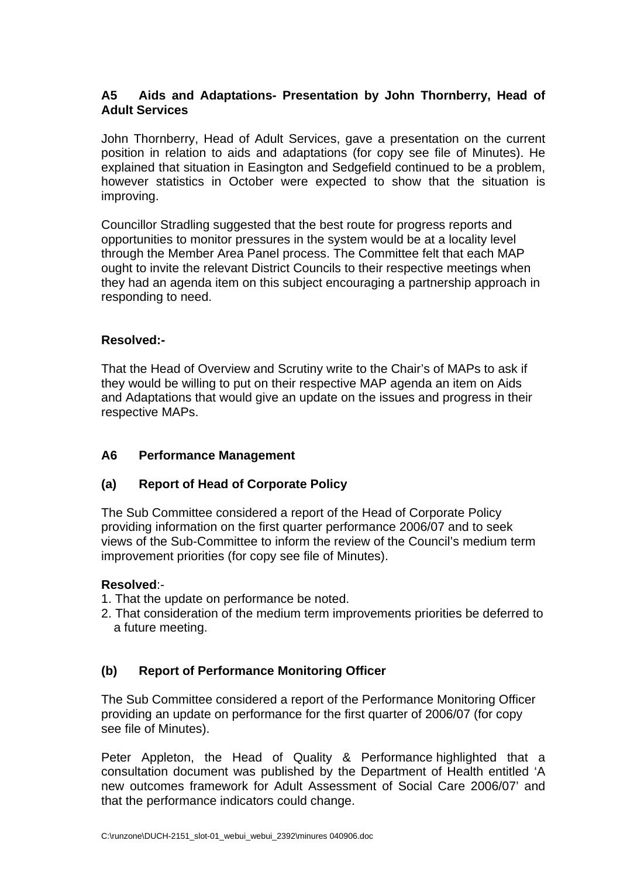## A5 Aids and Adaptations- Presentation by John Thornberry, Head of Adult Services

John Thornberry, Head of Adult Services, gave a presentation on the current position in relation to aids and adaptations (for copy see file of Minutes). He explained that situation in Easington and Sedgefield continued to be a problem, however statistics in October were expected to show that the situation is improving.

Councillor Stradling suggested that the best route for progress reports and opportunities to monitor pressures in the system would be at a locality level through the Member Area Panel process. The Committee felt that each MAP ought to invite the relevant District Councils to their respective meetings when they had an agenda item on this subject encouraging a partnership approach in responding to need.

**Resolved:-**

That the Head of Overview and Scrutiny write to the Chair's of MAPs to ask if they would be willing to put on their respective MAP agenda an item on Aids and Adaptations that would give an update on the issues and progress in their respective MAPs.

## A6 Performance Management

### (a) Report of Head of Corporate Policy

The Sub Committee considered a report of the Head of Corporate Policy providing information on the first quarter performance 2006/07 and to seek views of the Sub-Committee to inform the review of the Council's medium term improvement priorities (for copy see file of Minutes).

**Resolved**:-

1. That the update on performance be noted.
2. That consideration of the medium term improvements priorities be deferred to a future meeting.

### (b) Report of Performance Monitoring Officer

The Sub Committee considered a report of the Performance Monitoring Officer providing an update on performance for the first quarter of 2006/07 (for copy see file of Minutes).

Peter Appleton, the Head of Quality & Performance highlighted that a consultation document was published by the Department of Health entitled 'A new outcomes framework for Adult Assessment of Social Care 2006/07' and that the performance indicators could change.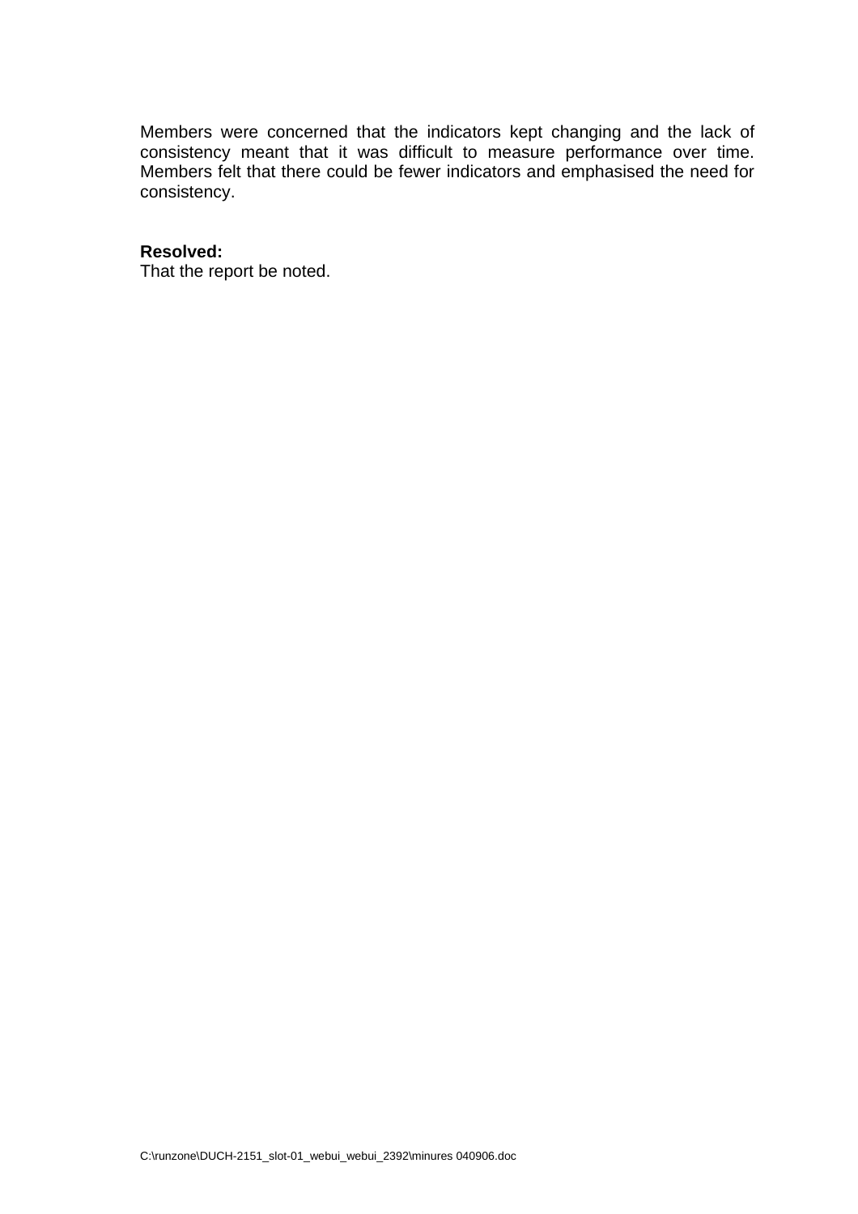Members were concerned that the indicators kept changing and the lack of consistency meant that it was difficult to measure performance over time. Members felt that there could be fewer indicators and emphasised the need for consistency.

**Resolved:**
That the report be noted.